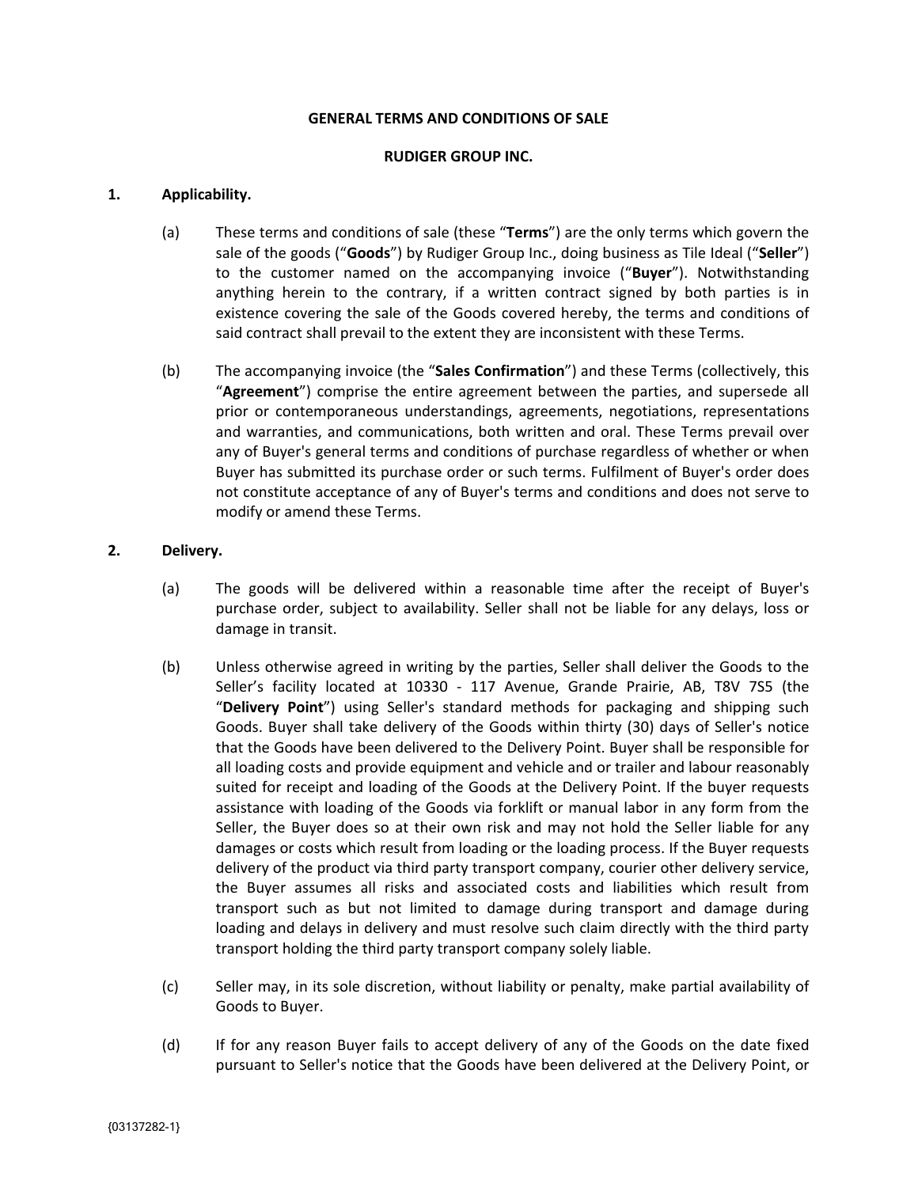**GENERAL TERMS AND CONDITIONS OF SALE**

**RUDIGER GROUP INC.**

**1. Applicability.**

(a) These terms and conditions of sale (these "**Terms**") are the only terms which govern the sale of the goods ("**Goods**") by Rudiger Group Inc., doing business as Tile Ideal ("**Seller**") to the customer named on the accompanying invoice ("**Buyer**"). Notwithstanding anything herein to the contrary, if a written contract signed by both parties is in existence covering the sale of the Goods covered hereby, the terms and conditions of said contract shall prevail to the extent they are inconsistent with these Terms.

(b) The accompanying invoice (the "**Sales Confirmation**") and these Terms (collectively, this "**Agreement**") comprise the entire agreement between the parties, and supersede all prior or contemporaneous understandings, agreements, negotiations, representations and warranties, and communications, both written and oral. These Terms prevail over any of Buyer's general terms and conditions of purchase regardless of whether or when Buyer has submitted its purchase order or such terms. Fulfilment of Buyer's order does not constitute acceptance of any of Buyer's terms and conditions and does not serve to modify or amend these Terms.

**2. Delivery.**

(a) The goods will be delivered within a reasonable time after the receipt of Buyer's purchase order, subject to availability. Seller shall not be liable for any delays, loss or damage in transit.

(b) Unless otherwise agreed in writing by the parties, Seller shall deliver the Goods to the Seller's facility located at 10330 - 117 Avenue, Grande Prairie, AB, T8V 7S5 (the "**Delivery Point**") using Seller's standard methods for packaging and shipping such Goods. Buyer shall take delivery of the Goods within thirty (30) days of Seller's notice that the Goods have been delivered to the Delivery Point. Buyer shall be responsible for all loading costs and provide equipment and vehicle and or trailer and labour reasonably suited for receipt and loading of the Goods at the Delivery Point. If the buyer requests assistance with loading of the Goods via forklift or manual labor in any form from the Seller, the Buyer does so at their own risk and may not hold the Seller liable for any damages or costs which result from loading or the loading process. If the Buyer requests delivery of the product via third party transport company, courier other delivery service, the Buyer assumes all risks and associated costs and liabilities which result from transport such as but not limited to damage during transport and damage during loading and delays in delivery and must resolve such claim directly with the third party transport holding the third party transport company solely liable.

(c) Seller may, in its sole discretion, without liability or penalty, make partial availability of Goods to Buyer.

(d) If for any reason Buyer fails to accept delivery of any of the Goods on the date fixed pursuant to Seller's notice that the Goods have been delivered at the Delivery Point, or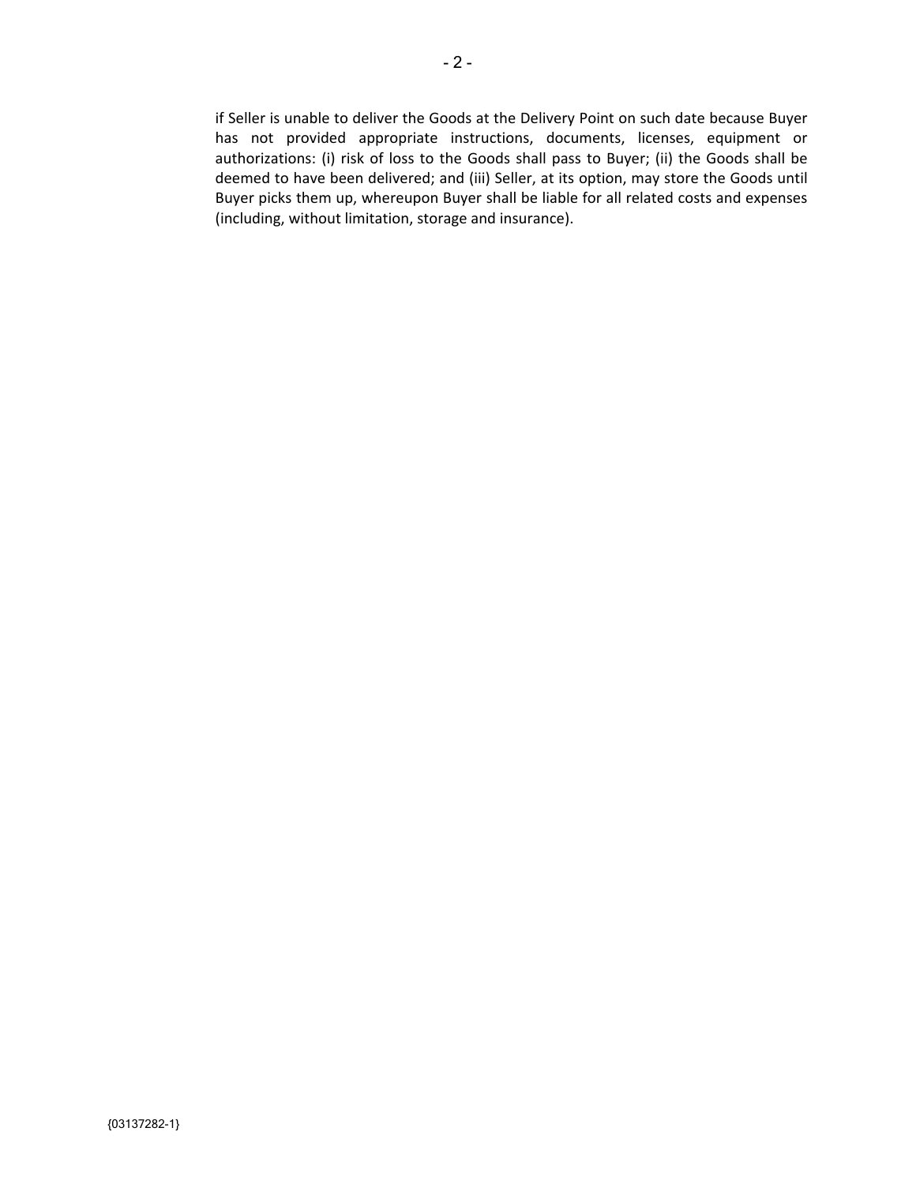if Seller is unable to deliver the Goods at the Delivery Point on such date because Buyer has not provided appropriate instructions, documents, licenses, equipment or authorizations: (i) risk of loss to the Goods shall pass to Buyer; (ii) the Goods shall be deemed to have been delivered; and (iii) Seller, at its option, may store the Goods until Buyer picks them up, whereupon Buyer shall be liable for all related costs and expenses (including, without limitation, storage and insurance).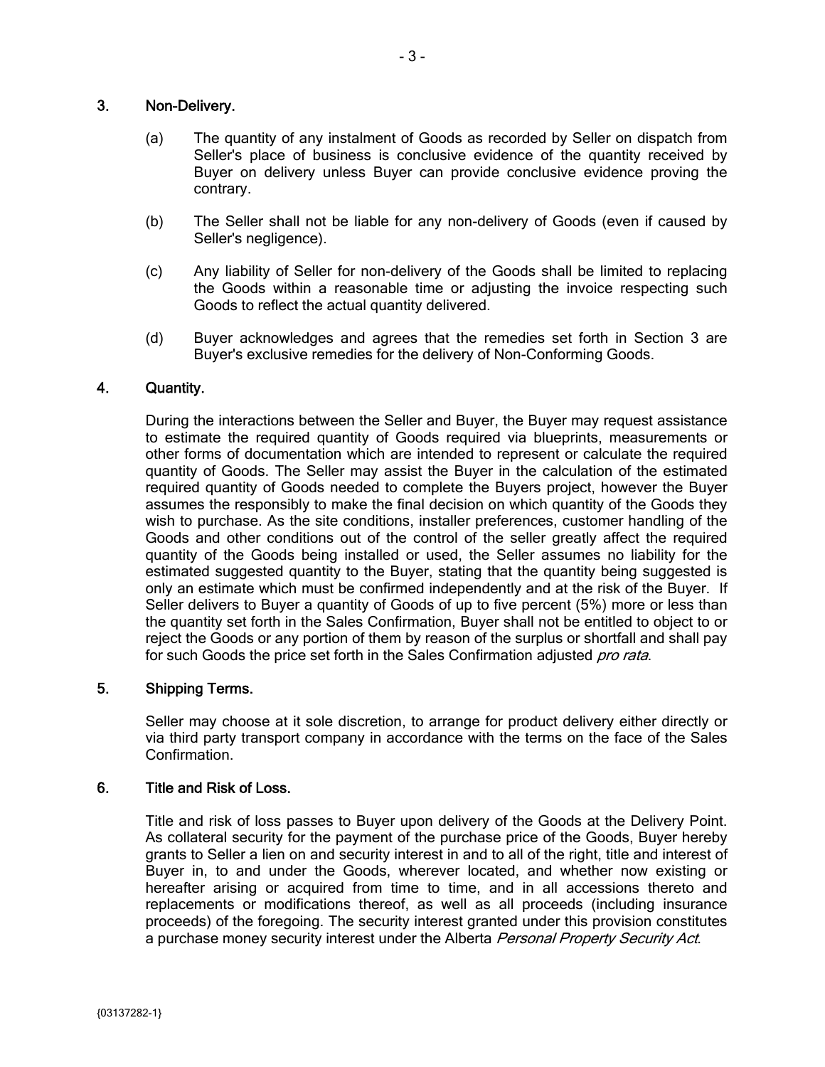## 3. Non-Delivery.

(a) The quantity of any instalment of Goods as recorded by Seller on dispatch from Seller's place of business is conclusive evidence of the quantity received by Buyer on delivery unless Buyer can provide conclusive evidence proving the contrary.

(b) The Seller shall not be liable for any non-delivery of Goods (even if caused by Seller's negligence).

(c) Any liability of Seller for non-delivery of the Goods shall be limited to replacing the Goods within a reasonable time or adjusting the invoice respecting such Goods to reflect the actual quantity delivered.

(d) Buyer acknowledges and agrees that the remedies set forth in Section 3 are Buyer's exclusive remedies for the delivery of Non-Conforming Goods.

## 4. Quantity.

During the interactions between the Seller and Buyer, the Buyer may request assistance to estimate the required quantity of Goods required via blueprints, measurements or other forms of documentation which are intended to represent or calculate the required quantity of Goods. The Seller may assist the Buyer in the calculation of the estimated required quantity of Goods needed to complete the Buyers project, however the Buyer assumes the responsibly to make the final decision on which quantity of the Goods they wish to purchase. As the site conditions, installer preferences, customer handling of the Goods and other conditions out of the control of the seller greatly affect the required quantity of the Goods being installed or used, the Seller assumes no liability for the estimated suggested quantity to the Buyer, stating that the quantity being suggested is only an estimate which must be confirmed independently and at the risk of the Buyer. If Seller delivers to Buyer a quantity of Goods of up to five percent (5%) more or less than the quantity set forth in the Sales Confirmation, Buyer shall not be entitled to object to or reject the Goods or any portion of them by reason of the surplus or shortfall and shall pay for such Goods the price set forth in the Sales Confirmation adjusted *pro rata*.

## 5. Shipping Terms.

Seller may choose at it sole discretion, to arrange for product delivery either directly or via third party transport company in accordance with the terms on the face of the Sales Confirmation.

## 6. Title and Risk of Loss.

Title and risk of loss passes to Buyer upon delivery of the Goods at the Delivery Point. As collateral security for the payment of the purchase price of the Goods, Buyer hereby grants to Seller a lien on and security interest in and to all of the right, title and interest of Buyer in, to and under the Goods, wherever located, and whether now existing or hereafter arising or acquired from time to time, and in all accessions thereto and replacements or modifications thereof, as well as all proceeds (including insurance proceeds) of the foregoing. The security interest granted under this provision constitutes a purchase money security interest under the Alberta *Personal Property Security Act*.

{03137282-1}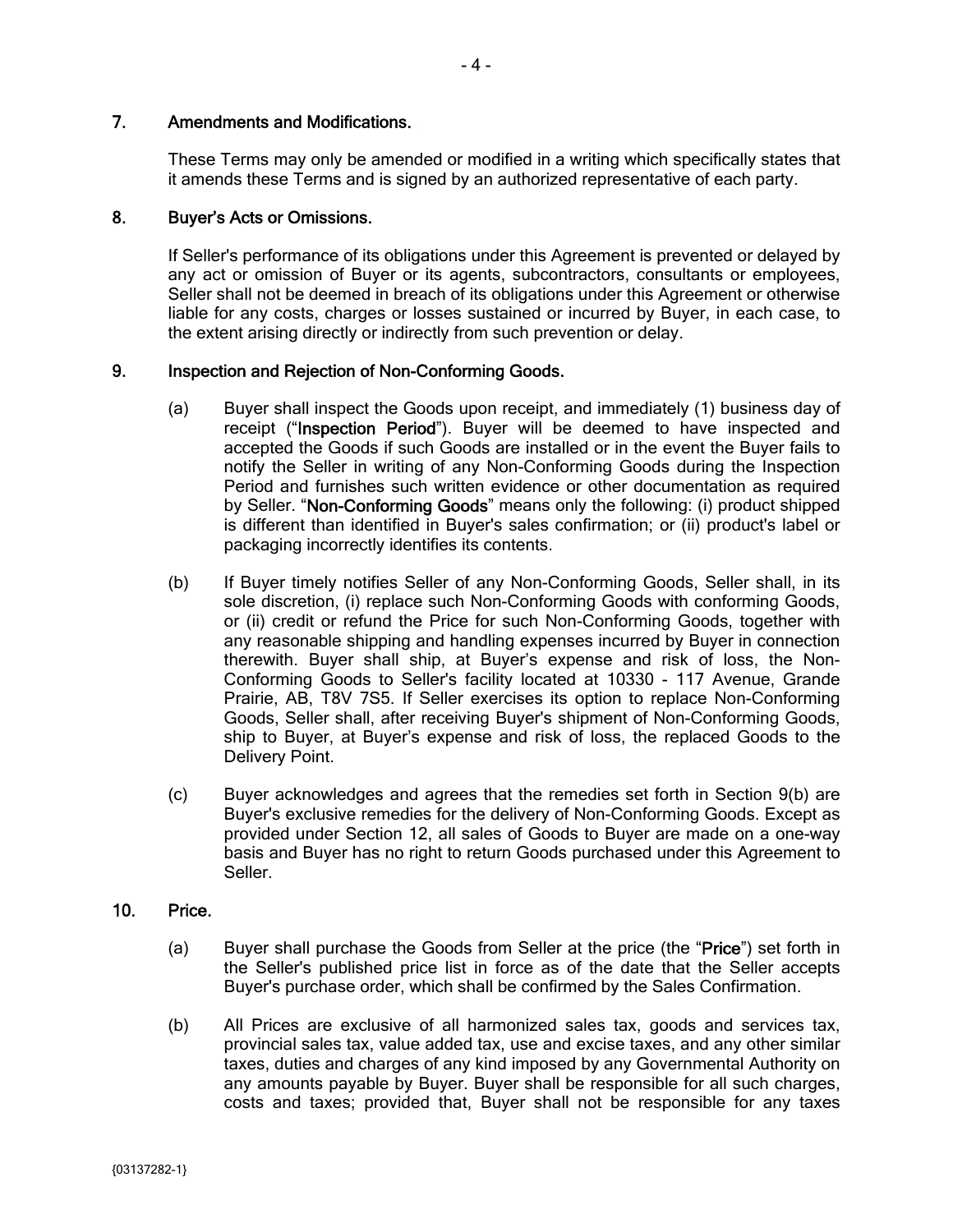## 7. Amendments and Modifications.

These Terms may only be amended or modified in a writing which specifically states that it amends these Terms and is signed by an authorized representative of each party.

## 8. Buyer's Acts or Omissions.

If Seller's performance of its obligations under this Agreement is prevented or delayed by any act or omission of Buyer or its agents, subcontractors, consultants or employees, Seller shall not be deemed in breach of its obligations under this Agreement or otherwise liable for any costs, charges or losses sustained or incurred by Buyer, in each case, to the extent arising directly or indirectly from such prevention or delay.

## 9. Inspection and Rejection of Non-Conforming Goods.

(a) Buyer shall inspect the Goods upon receipt, and immediately (1) business day of receipt ("**Inspection Period**"). Buyer will be deemed to have inspected and accepted the Goods if such Goods are installed or in the event the Buyer fails to notify the Seller in writing of any Non-Conforming Goods during the Inspection Period and furnishes such written evidence or other documentation as required by Seller. "**Non-Conforming Goods**" means only the following: (i) product shipped is different than identified in Buyer's sales confirmation; or (ii) product's label or packaging incorrectly identifies its contents.

(b) If Buyer timely notifies Seller of any Non-Conforming Goods, Seller shall, in its sole discretion, (i) replace such Non-Conforming Goods with conforming Goods, or (ii) credit or refund the Price for such Non-Conforming Goods, together with any reasonable shipping and handling expenses incurred by Buyer in connection therewith. Buyer shall ship, at Buyer's expense and risk of loss, the Non-Conforming Goods to Seller's facility located at 10330 - 117 Avenue, Grande Prairie, AB, T8V 7S5. If Seller exercises its option to replace Non-Conforming Goods, Seller shall, after receiving Buyer's shipment of Non-Conforming Goods, ship to Buyer, at Buyer's expense and risk of loss, the replaced Goods to the Delivery Point.

(c) Buyer acknowledges and agrees that the remedies set forth in Section 9(b) are Buyer's exclusive remedies for the delivery of Non-Conforming Goods. Except as provided under Section 12, all sales of Goods to Buyer are made on a one-way basis and Buyer has no right to return Goods purchased under this Agreement to Seller.

## 10. Price.

(a) Buyer shall purchase the Goods from Seller at the price (the "**Price**") set forth in the Seller's published price list in force as of the date that the Seller accepts Buyer's purchase order, which shall be confirmed by the Sales Confirmation.

(b) All Prices are exclusive of all harmonized sales tax, goods and services tax, provincial sales tax, value added tax, use and excise taxes, and any other similar taxes, duties and charges of any kind imposed by any Governmental Authority on any amounts payable by Buyer. Buyer shall be responsible for all such charges, costs and taxes; provided that, Buyer shall not be responsible for any taxes

{03137282-1}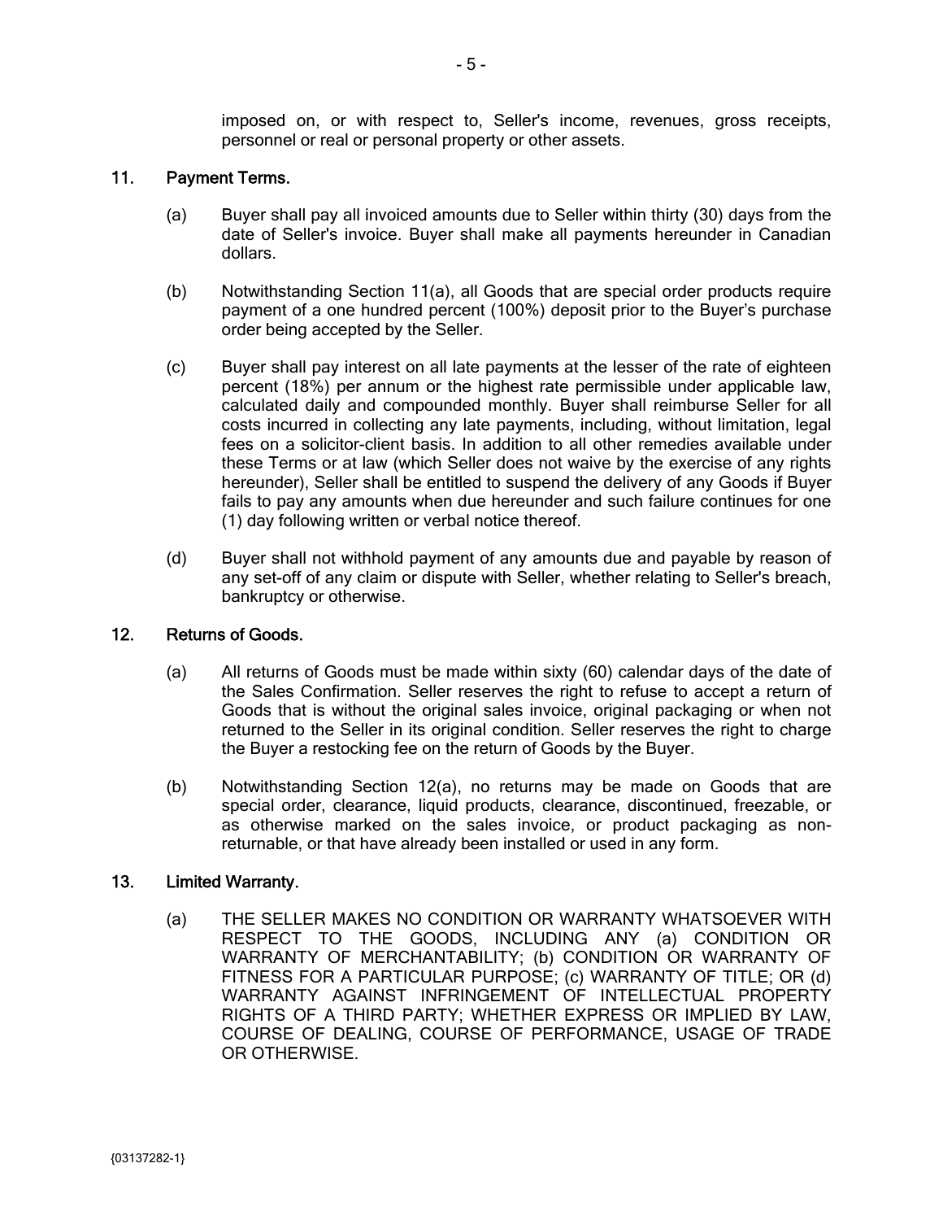imposed on, or with respect to, Seller's income, revenues, gross receipts, personnel or real or personal property or other assets.

## 11. Payment Terms.

(a) Buyer shall pay all invoiced amounts due to Seller within thirty (30) days from the date of Seller's invoice. Buyer shall make all payments hereunder in Canadian dollars.

(b) Notwithstanding Section 11(a), all Goods that are special order products require payment of a one hundred percent (100%) deposit prior to the Buyer's purchase order being accepted by the Seller.

(c) Buyer shall pay interest on all late payments at the lesser of the rate of eighteen percent (18%) per annum or the highest rate permissible under applicable law, calculated daily and compounded monthly. Buyer shall reimburse Seller for all costs incurred in collecting any late payments, including, without limitation, legal fees on a solicitor-client basis. In addition to all other remedies available under these Terms or at law (which Seller does not waive by the exercise of any rights hereunder), Seller shall be entitled to suspend the delivery of any Goods if Buyer fails to pay any amounts when due hereunder and such failure continues for one (1) day following written or verbal notice thereof.

(d) Buyer shall not withhold payment of any amounts due and payable by reason of any set-off of any claim or dispute with Seller, whether relating to Seller's breach, bankruptcy or otherwise.

## 12. Returns of Goods.

(a) All returns of Goods must be made within sixty (60) calendar days of the date of the Sales Confirmation. Seller reserves the right to refuse to accept a return of Goods that is without the original sales invoice, original packaging or when not returned to the Seller in its original condition. Seller reserves the right to charge the Buyer a restocking fee on the return of Goods by the Buyer.

(b) Notwithstanding Section 12(a), no returns may be made on Goods that are special order, clearance, liquid products, clearance, discontinued, freezable, or as otherwise marked on the sales invoice, or product packaging as non-returnable, or that have already been installed or used in any form.

## 13. Limited Warranty.

(a) THE SELLER MAKES NO CONDITION OR WARRANTY WHATSOEVER WITH RESPECT TO THE GOODS, INCLUDING ANY (a) CONDITION OR WARRANTY OF MERCHANTABILITY; (b) CONDITION OR WARRANTY OF FITNESS FOR A PARTICULAR PURPOSE; (c) WARRANTY OF TITLE; OR (d) WARRANTY AGAINST INFRINGEMENT OF INTELLECTUAL PROPERTY RIGHTS OF A THIRD PARTY; WHETHER EXPRESS OR IMPLIED BY LAW, COURSE OF DEALING, COURSE OF PERFORMANCE, USAGE OF TRADE OR OTHERWISE.

{03137282-1}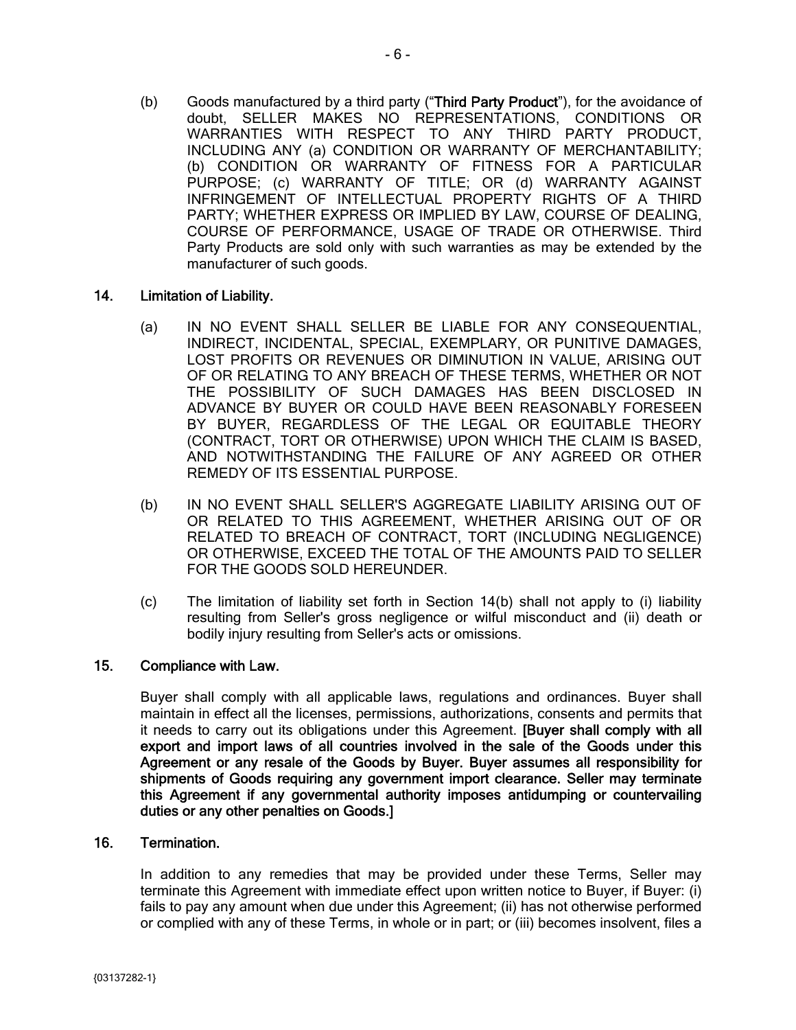(b) Goods manufactured by a third party ("**Third Party Product**"), for the avoidance of doubt, SELLER MAKES NO REPRESENTATIONS, CONDITIONS OR WARRANTIES WITH RESPECT TO ANY THIRD PARTY PRODUCT, INCLUDING ANY (a) CONDITION OR WARRANTY OF MERCHANTABILITY; (b) CONDITION OR WARRANTY OF FITNESS FOR A PARTICULAR PURPOSE; (c) WARRANTY OF TITLE; OR (d) WARRANTY AGAINST INFRINGEMENT OF INTELLECTUAL PROPERTY RIGHTS OF A THIRD PARTY; WHETHER EXPRESS OR IMPLIED BY LAW, COURSE OF DEALING, COURSE OF PERFORMANCE, USAGE OF TRADE OR OTHERWISE. Third Party Products are sold only with such warranties as may be extended by the manufacturer of such goods.

## 14. Limitation of Liability.

(a) IN NO EVENT SHALL SELLER BE LIABLE FOR ANY CONSEQUENTIAL, INDIRECT, INCIDENTAL, SPECIAL, EXEMPLARY, OR PUNITIVE DAMAGES, LOST PROFITS OR REVENUES OR DIMINUTION IN VALUE, ARISING OUT OF OR RELATING TO ANY BREACH OF THESE TERMS, WHETHER OR NOT THE POSSIBILITY OF SUCH DAMAGES HAS BEEN DISCLOSED IN ADVANCE BY BUYER OR COULD HAVE BEEN REASONABLY FORESEEN BY BUYER, REGARDLESS OF THE LEGAL OR EQUITABLE THEORY (CONTRACT, TORT OR OTHERWISE) UPON WHICH THE CLAIM IS BASED, AND NOTWITHSTANDING THE FAILURE OF ANY AGREED OR OTHER REMEDY OF ITS ESSENTIAL PURPOSE.

(b) IN NO EVENT SHALL SELLER'S AGGREGATE LIABILITY ARISING OUT OF OR RELATED TO THIS AGREEMENT, WHETHER ARISING OUT OF OR RELATED TO BREACH OF CONTRACT, TORT (INCLUDING NEGLIGENCE) OR OTHERWISE, EXCEED THE TOTAL OF THE AMOUNTS PAID TO SELLER FOR THE GOODS SOLD HEREUNDER.

(c) The limitation of liability set forth in Section 14(b) shall not apply to (i) liability resulting from Seller's gross negligence or wilful misconduct and (ii) death or bodily injury resulting from Seller's acts or omissions.

## 15. Compliance with Law.

Buyer shall comply with all applicable laws, regulations and ordinances. Buyer shall maintain in effect all the licenses, permissions, authorizations, consents and permits that it needs to carry out its obligations under this Agreement. **[Buyer shall comply with all export and import laws of all countries involved in the sale of the Goods under this Agreement or any resale of the Goods by Buyer. Buyer assumes all responsibility for shipments of Goods requiring any government import clearance. Seller may terminate this Agreement if any governmental authority imposes antidumping or countervailing duties or any other penalties on Goods.]**

## 16. Termination.

In addition to any remedies that may be provided under these Terms, Seller may terminate this Agreement with immediate effect upon written notice to Buyer, if Buyer: (i) fails to pay any amount when due under this Agreement; (ii) has not otherwise performed or complied with any of these Terms, in whole or in part; or (iii) becomes insolvent, files a

{03137282-1}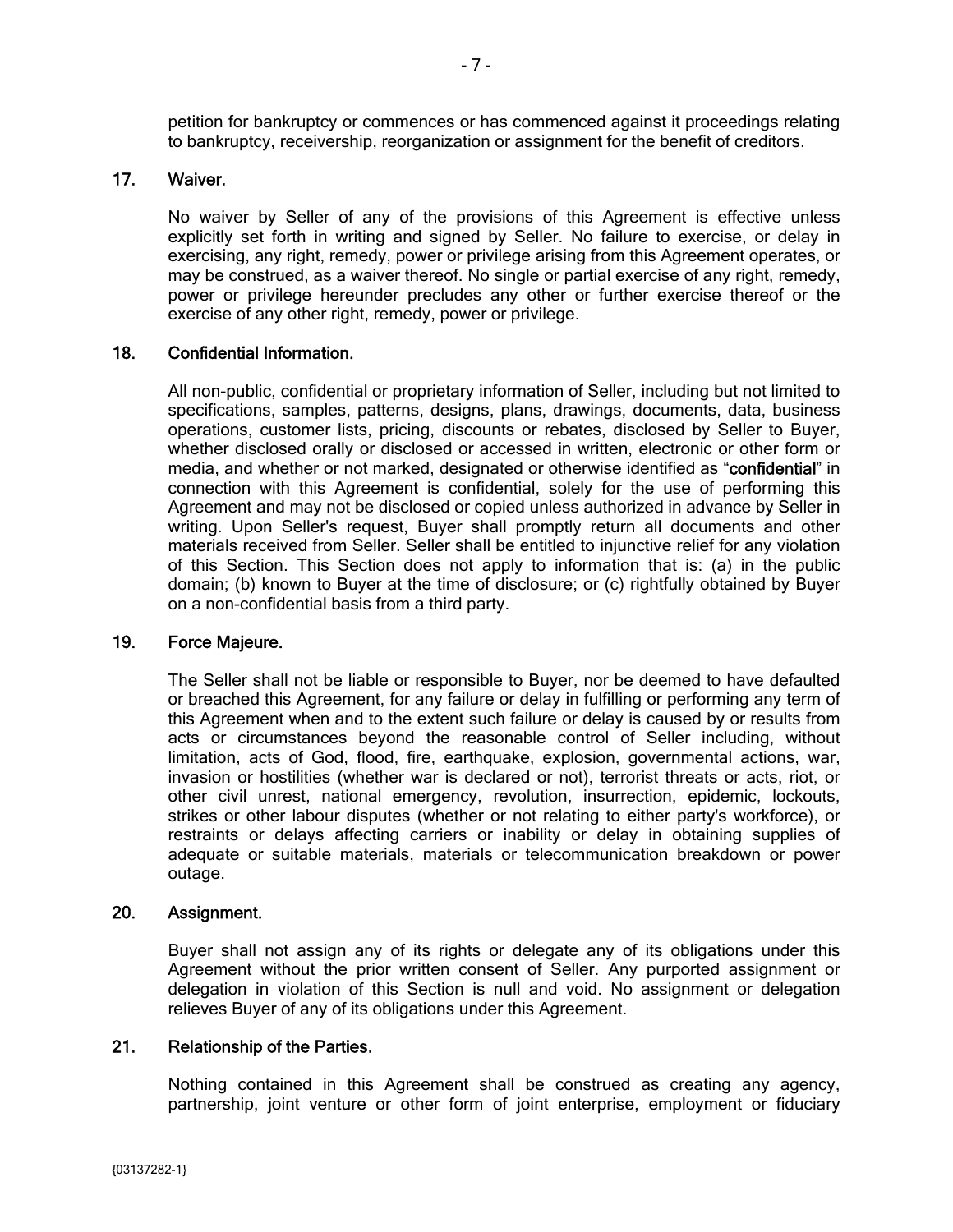petition for bankruptcy or commences or has commenced against it proceedings relating to bankruptcy, receivership, reorganization or assignment for the benefit of creditors.

## 17. Waiver.

No waiver by Seller of any of the provisions of this Agreement is effective unless explicitly set forth in writing and signed by Seller. No failure to exercise, or delay in exercising, any right, remedy, power or privilege arising from this Agreement operates, or may be construed, as a waiver thereof. No single or partial exercise of any right, remedy, power or privilege hereunder precludes any other or further exercise thereof or the exercise of any other right, remedy, power or privilege.

## 18. Confidential Information.

All non-public, confidential or proprietary information of Seller, including but not limited to specifications, samples, patterns, designs, plans, drawings, documents, data, business operations, customer lists, pricing, discounts or rebates, disclosed by Seller to Buyer, whether disclosed orally or disclosed or accessed in written, electronic or other form or media, and whether or not marked, designated or otherwise identified as "**confidential**" in connection with this Agreement is confidential, solely for the use of performing this Agreement and may not be disclosed or copied unless authorized in advance by Seller in writing. Upon Seller's request, Buyer shall promptly return all documents and other materials received from Seller. Seller shall be entitled to injunctive relief for any violation of this Section. This Section does not apply to information that is: (a) in the public domain; (b) known to Buyer at the time of disclosure; or (c) rightfully obtained by Buyer on a non-confidential basis from a third party.

## 19. Force Majeure.

The Seller shall not be liable or responsible to Buyer, nor be deemed to have defaulted or breached this Agreement, for any failure or delay in fulfilling or performing any term of this Agreement when and to the extent such failure or delay is caused by or results from acts or circumstances beyond the reasonable control of Seller including, without limitation, acts of God, flood, fire, earthquake, explosion, governmental actions, war, invasion or hostilities (whether war is declared or not), terrorist threats or acts, riot, or other civil unrest, national emergency, revolution, insurrection, epidemic, lockouts, strikes or other labour disputes (whether or not relating to either party's workforce), or restraints or delays affecting carriers or inability or delay in obtaining supplies of adequate or suitable materials, materials or telecommunication breakdown or power outage.

## 20. Assignment.

Buyer shall not assign any of its rights or delegate any of its obligations under this Agreement without the prior written consent of Seller. Any purported assignment or delegation in violation of this Section is null and void. No assignment or delegation relieves Buyer of any of its obligations under this Agreement.

## 21. Relationship of the Parties.

Nothing contained in this Agreement shall be construed as creating any agency, partnership, joint venture or other form of joint enterprise, employment or fiduciary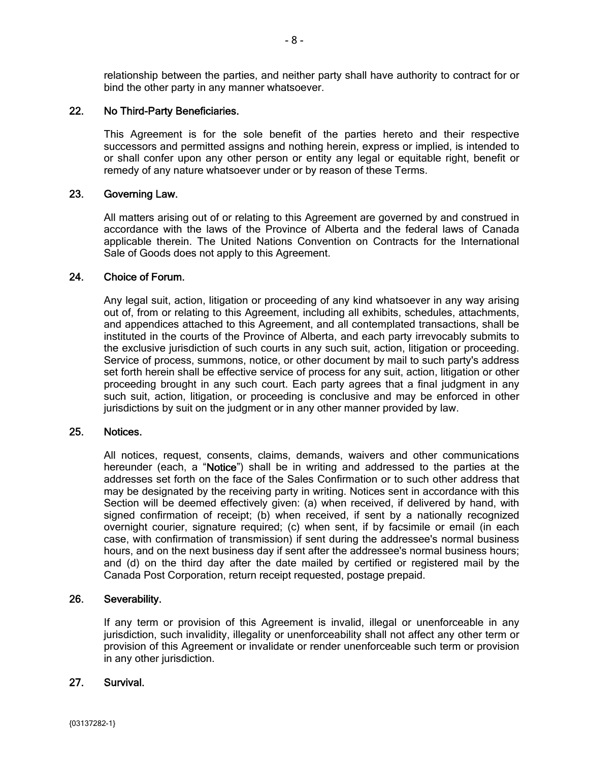relationship between the parties, and neither party shall have authority to contract for or bind the other party in any manner whatsoever.

## 22. No Third-Party Beneficiaries.

This Agreement is for the sole benefit of the parties hereto and their respective successors and permitted assigns and nothing herein, express or implied, is intended to or shall confer upon any other person or entity any legal or equitable right, benefit or remedy of any nature whatsoever under or by reason of these Terms.

## 23. Governing Law.

All matters arising out of or relating to this Agreement are governed by and construed in accordance with the laws of the Province of Alberta and the federal laws of Canada applicable therein. The United Nations Convention on Contracts for the International Sale of Goods does not apply to this Agreement.

## 24. Choice of Forum.

Any legal suit, action, litigation or proceeding of any kind whatsoever in any way arising out of, from or relating to this Agreement, including all exhibits, schedules, attachments, and appendices attached to this Agreement, and all contemplated transactions, shall be instituted in the courts of the Province of Alberta, and each party irrevocably submits to the exclusive jurisdiction of such courts in any such suit, action, litigation or proceeding. Service of process, summons, notice, or other document by mail to such party's address set forth herein shall be effective service of process for any suit, action, litigation or other proceeding brought in any such court. Each party agrees that a final judgment in any such suit, action, litigation, or proceeding is conclusive and may be enforced in other jurisdictions by suit on the judgment or in any other manner provided by law.

## 25. Notices.

All notices, request, consents, claims, demands, waivers and other communications hereunder (each, a "**Notice**") shall be in writing and addressed to the parties at the addresses set forth on the face of the Sales Confirmation or to such other address that may be designated by the receiving party in writing. Notices sent in accordance with this Section will be deemed effectively given: (a) when received, if delivered by hand, with signed confirmation of receipt; (b) when received, if sent by a nationally recognized overnight courier, signature required; (c) when sent, if by facsimile or email (in each case, with confirmation of transmission) if sent during the addressee's normal business hours, and on the next business day if sent after the addressee's normal business hours; and (d) on the third day after the date mailed by certified or registered mail by the Canada Post Corporation, return receipt requested, postage prepaid.

## 26. Severability.

If any term or provision of this Agreement is invalid, illegal or unenforceable in any jurisdiction, such invalidity, illegality or unenforceability shall not affect any other term or provision of this Agreement or invalidate or render unenforceable such term or provision in any other jurisdiction.

## 27. Survival.

{03137282-1}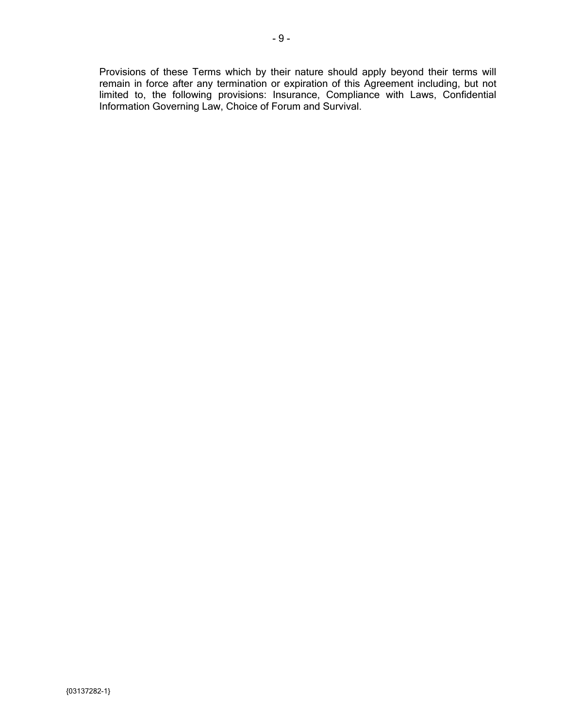Provisions of these Terms which by their nature should apply beyond their terms will remain in force after any termination or expiration of this Agreement including, but not limited to, the following provisions: Insurance, Compliance with Laws, Confidential Information Governing Law, Choice of Forum and Survival.

{03137282-1}